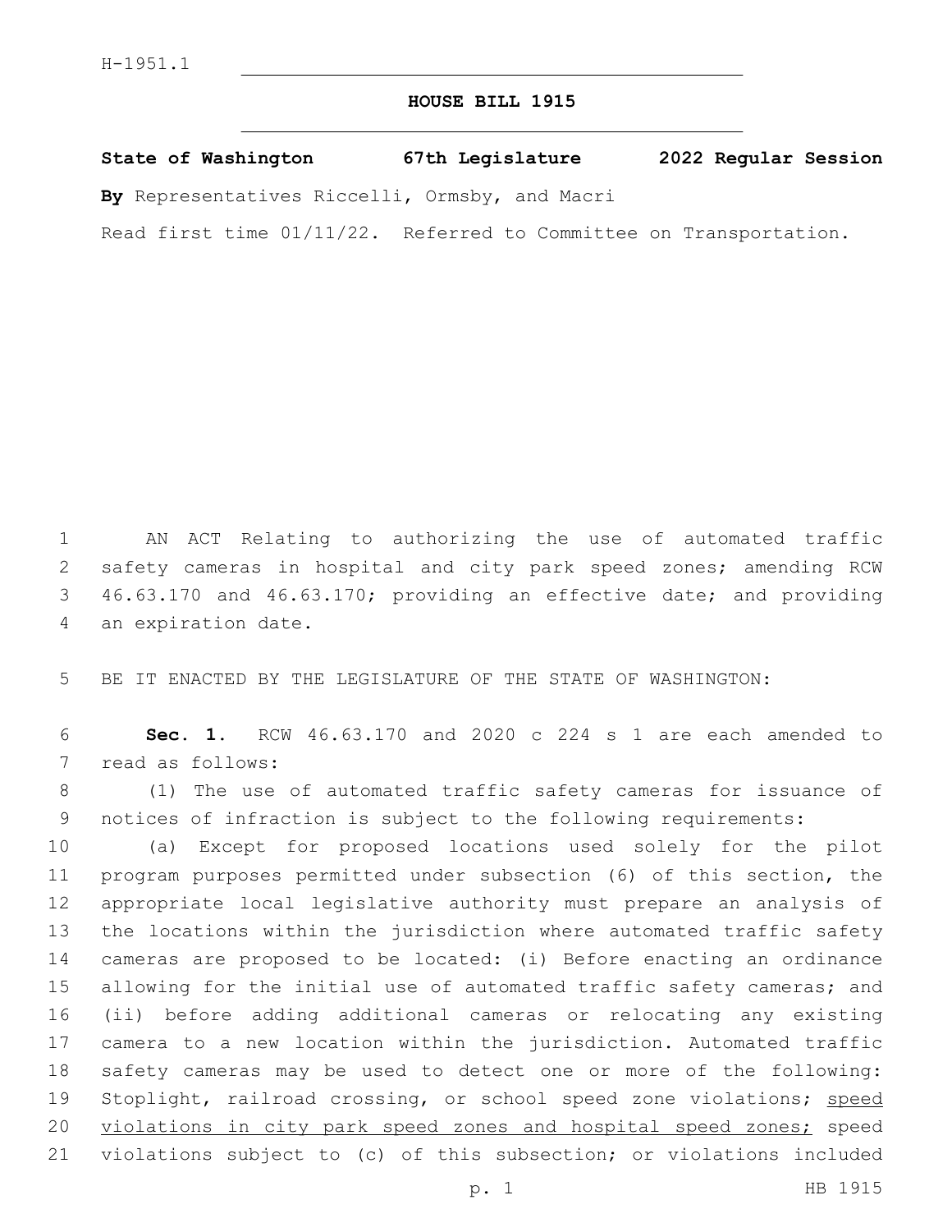H-1951.1

# HOUSE BILL 1915

**State of Washington 67th Legislature 2022 Regular Session**

**By** Representatives Riccelli, Ormsby, and Macri

Read first time 01/11/22. Referred to Committee on Transportation.

AN ACT Relating to authorizing the use of automated traffic safety cameras in hospital and city park speed zones; amending RCW 46.63.170 and 46.63.170; providing an effective date; and providing an expiration date.

BE IT ENACTED BY THE LEGISLATURE OF THE STATE OF WASHINGTON:

**Sec. 1.** RCW 46.63.170 and 2020 c 224 s 1 are each amended to read as follows:

(1) The use of automated traffic safety cameras for issuance of notices of infraction is subject to the following requirements:

(a) Except for proposed locations used solely for the pilot program purposes permitted under subsection (6) of this section, the appropriate local legislative authority must prepare an analysis of the locations within the jurisdiction where automated traffic safety cameras are proposed to be located: (i) Before enacting an ordinance allowing for the initial use of automated traffic safety cameras; and (ii) before adding additional cameras or relocating any existing camera to a new location within the jurisdiction. Automated traffic safety cameras may be used to detect one or more of the following: Stoplight, railroad crossing, or school speed zone violations; <u>speed violations in city park speed zones and hospital speed zones;</u> speed violations subject to (c) of this subsection; or violations included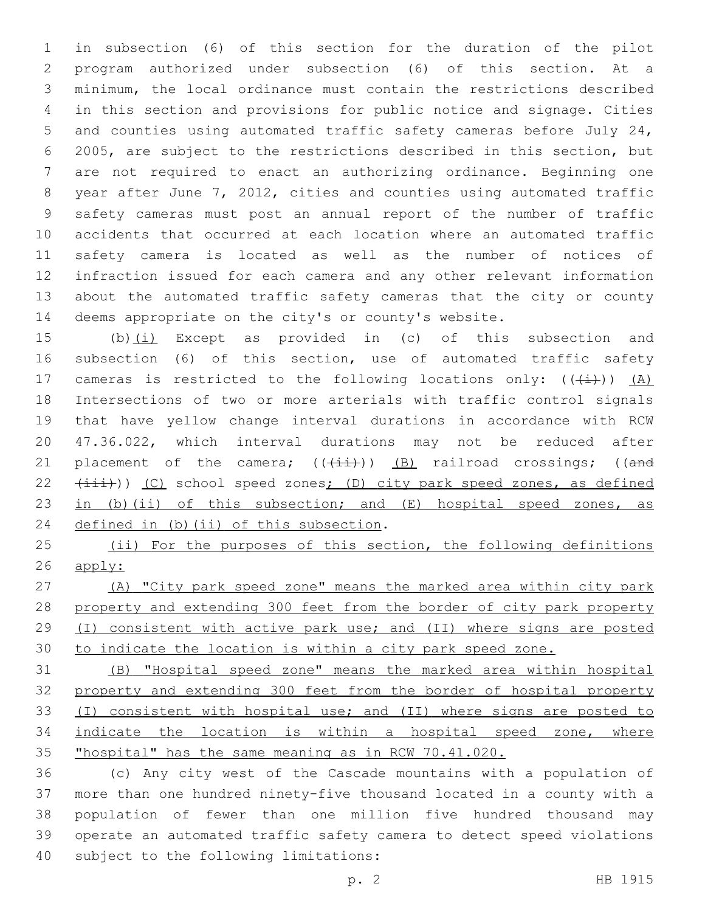in subsection (6) of this section for the duration of the pilot program authorized under subsection (6) of this section. At a minimum, the local ordinance must contain the restrictions described in this section and provisions for public notice and signage. Cities and counties using automated traffic safety cameras before July 24, 2005, are subject to the restrictions described in this section, but are not required to enact an authorizing ordinance. Beginning one year after June 7, 2012, cities and counties using automated traffic safety cameras must post an annual report of the number of traffic accidents that occurred at each location where an automated traffic safety camera is located as well as the number of notices of infraction issued for each camera and any other relevant information about the automated traffic safety cameras that the city or county deems appropriate on the city's or county's website.

(b)(i) Except as provided in (c) of this subsection and subsection (6) of this section, use of automated traffic safety cameras is restricted to the following locations only: ~~((i))~~ (A) Intersections of two or more arterials with traffic control signals that have yellow change interval durations in accordance with RCW 47.36.022, which interval durations may not be reduced after placement of the camera; ~~((ii))~~ (B) railroad crossings; ~~((and (iii))~~ (C) school speed zones; (D) city park speed zones, as defined in (b)(ii) of this subsection; and (E) hospital speed zones, as defined in (b)(ii) of this subsection.

(ii) For the purposes of this section, the following definitions apply:

(A) "City park speed zone" means the marked area within city park property and extending 300 feet from the border of city park property (I) consistent with active park use; and (II) where signs are posted to indicate the location is within a city park speed zone.

(B) "Hospital speed zone" means the marked area within hospital property and extending 300 feet from the border of hospital property (I) consistent with hospital use; and (II) where signs are posted to indicate the location is within a hospital speed zone, where "hospital" has the same meaning as in RCW 70.41.020.

(c) Any city west of the Cascade mountains with a population of more than one hundred ninety-five thousand located in a county with a population of fewer than one million five hundred thousand may operate an automated traffic safety camera to detect speed violations subject to the following limitations: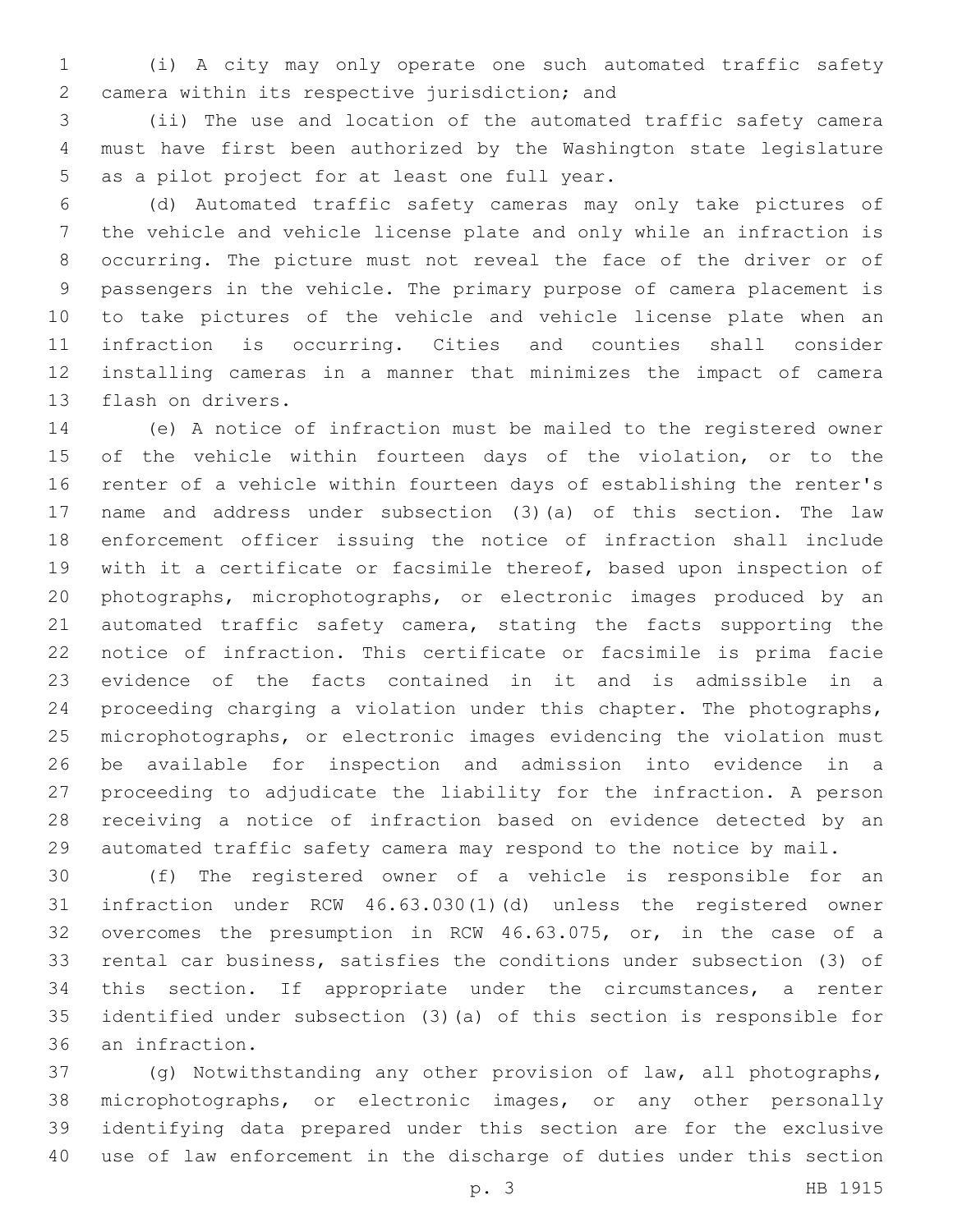(i) A city may only operate one such automated traffic safety camera within its respective jurisdiction; and

(ii) The use and location of the automated traffic safety camera must have first been authorized by the Washington state legislature as a pilot project for at least one full year.

(d) Automated traffic safety cameras may only take pictures of the vehicle and vehicle license plate and only while an infraction is occurring. The picture must not reveal the face of the driver or of passengers in the vehicle. The primary purpose of camera placement is to take pictures of the vehicle and vehicle license plate when an infraction is occurring. Cities and counties shall consider installing cameras in a manner that minimizes the impact of camera flash on drivers.

(e) A notice of infraction must be mailed to the registered owner of the vehicle within fourteen days of the violation, or to the renter of a vehicle within fourteen days of establishing the renter's name and address under subsection (3)(a) of this section. The law enforcement officer issuing the notice of infraction shall include with it a certificate or facsimile thereof, based upon inspection of photographs, microphotographs, or electronic images produced by an automated traffic safety camera, stating the facts supporting the notice of infraction. This certificate or facsimile is prima facie evidence of the facts contained in it and is admissible in a proceeding charging a violation under this chapter. The photographs, microphotographs, or electronic images evidencing the violation must be available for inspection and admission into evidence in a proceeding to adjudicate the liability for the infraction. A person receiving a notice of infraction based on evidence detected by an automated traffic safety camera may respond to the notice by mail.

(f) The registered owner of a vehicle is responsible for an infraction under RCW 46.63.030(1)(d) unless the registered owner overcomes the presumption in RCW 46.63.075, or, in the case of a rental car business, satisfies the conditions under subsection (3) of this section. If appropriate under the circumstances, a renter identified under subsection (3)(a) of this section is responsible for an infraction.

(g) Notwithstanding any other provision of law, all photographs, microphotographs, or electronic images, or any other personally identifying data prepared under this section are for the exclusive use of law enforcement in the discharge of duties under this section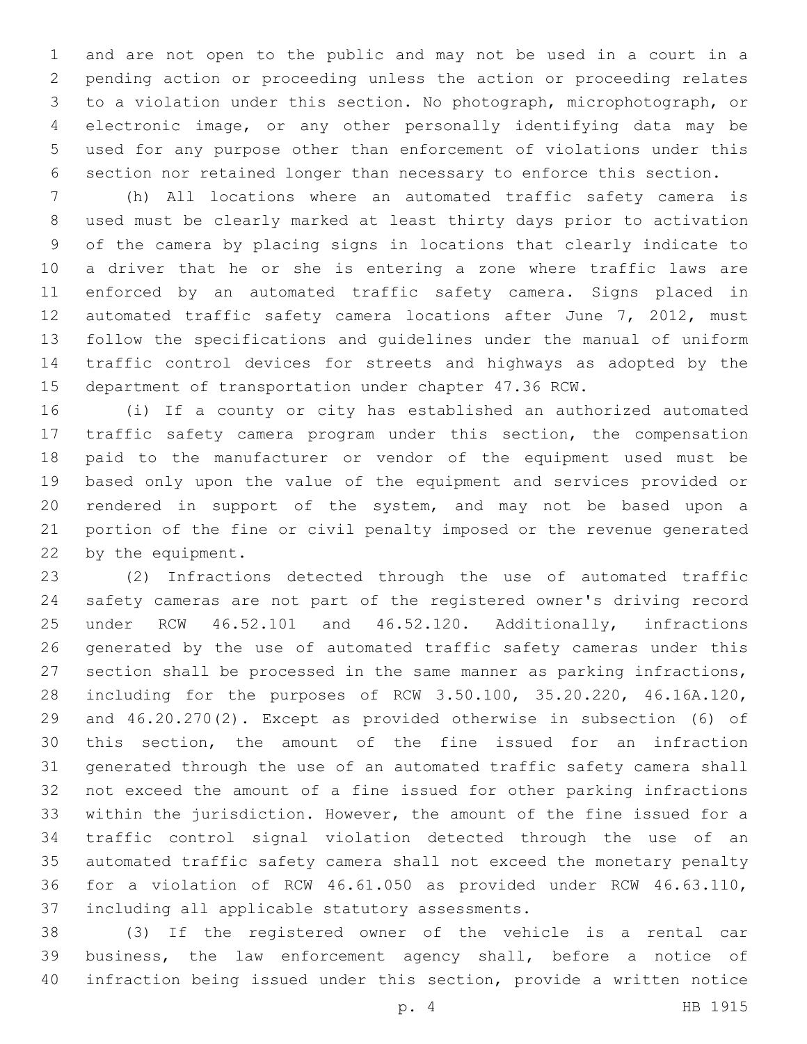and are not open to the public and may not be used in a court in a pending action or proceeding unless the action or proceeding relates to a violation under this section. No photograph, microphotograph, or electronic image, or any other personally identifying data may be used for any purpose other than enforcement of violations under this section nor retained longer than necessary to enforce this section.

(h) All locations where an automated traffic safety camera is used must be clearly marked at least thirty days prior to activation of the camera by placing signs in locations that clearly indicate to a driver that he or she is entering a zone where traffic laws are enforced by an automated traffic safety camera. Signs placed in automated traffic safety camera locations after June 7, 2012, must follow the specifications and guidelines under the manual of uniform traffic control devices for streets and highways as adopted by the department of transportation under chapter 47.36 RCW.

(i) If a county or city has established an authorized automated traffic safety camera program under this section, the compensation paid to the manufacturer or vendor of the equipment used must be based only upon the value of the equipment and services provided or rendered in support of the system, and may not be based upon a portion of the fine or civil penalty imposed or the revenue generated by the equipment.

(2) Infractions detected through the use of automated traffic safety cameras are not part of the registered owner's driving record under RCW 46.52.101 and 46.52.120. Additionally, infractions generated by the use of automated traffic safety cameras under this section shall be processed in the same manner as parking infractions, including for the purposes of RCW 3.50.100, 35.20.220, 46.16A.120, and 46.20.270(2). Except as provided otherwise in subsection (6) of this section, the amount of the fine issued for an infraction generated through the use of an automated traffic safety camera shall not exceed the amount of a fine issued for other parking infractions within the jurisdiction. However, the amount of the fine issued for a traffic control signal violation detected through the use of an automated traffic safety camera shall not exceed the monetary penalty for a violation of RCW 46.61.050 as provided under RCW 46.63.110, including all applicable statutory assessments.

(3) If the registered owner of the vehicle is a rental car business, the law enforcement agency shall, before a notice of infraction being issued under this section, provide a written notice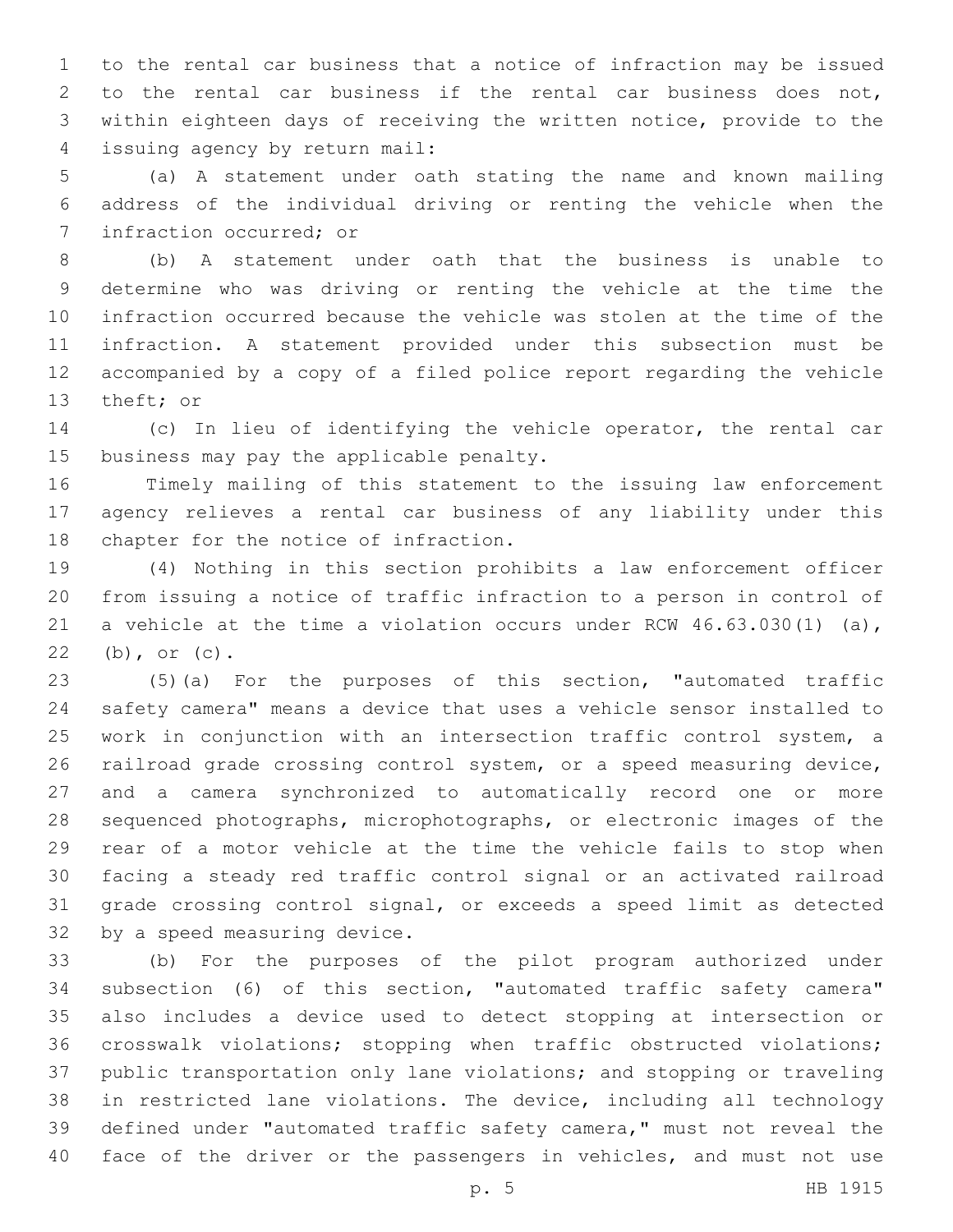to the rental car business that a notice of infraction may be issued to the rental car business if the rental car business does not, within eighteen days of receiving the written notice, provide to the issuing agency by return mail:

(a) A statement under oath stating the name and known mailing address of the individual driving or renting the vehicle when the infraction occurred; or

(b) A statement under oath that the business is unable to determine who was driving or renting the vehicle at the time the infraction occurred because the vehicle was stolen at the time of the infraction. A statement provided under this subsection must be accompanied by a copy of a filed police report regarding the vehicle theft; or

(c) In lieu of identifying the vehicle operator, the rental car business may pay the applicable penalty.

Timely mailing of this statement to the issuing law enforcement agency relieves a rental car business of any liability under this chapter for the notice of infraction.

(4) Nothing in this section prohibits a law enforcement officer from issuing a notice of traffic infraction to a person in control of a vehicle at the time a violation occurs under RCW 46.63.030(1) (a), (b), or (c).

(5)(a) For the purposes of this section, "automated traffic safety camera" means a device that uses a vehicle sensor installed to work in conjunction with an intersection traffic control system, a railroad grade crossing control system, or a speed measuring device, and a camera synchronized to automatically record one or more sequenced photographs, microphotographs, or electronic images of the rear of a motor vehicle at the time the vehicle fails to stop when facing a steady red traffic control signal or an activated railroad grade crossing control signal, or exceeds a speed limit as detected by a speed measuring device.

(b) For the purposes of the pilot program authorized under subsection (6) of this section, "automated traffic safety camera" also includes a device used to detect stopping at intersection or crosswalk violations; stopping when traffic obstructed violations; public transportation only lane violations; and stopping or traveling in restricted lane violations. The device, including all technology defined under "automated traffic safety camera," must not reveal the face of the driver or the passengers in vehicles, and must not use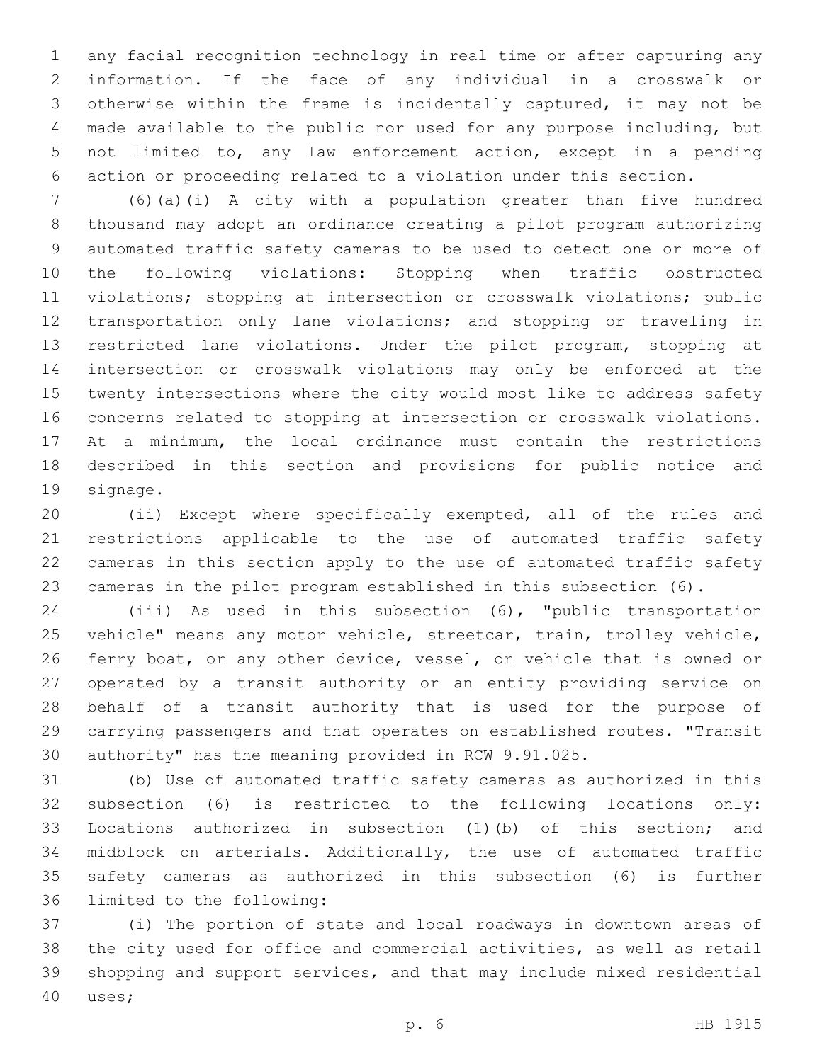any facial recognition technology in real time or after capturing any information. If the face of any individual in a crosswalk or otherwise within the frame is incidentally captured, it may not be made available to the public nor used for any purpose including, but not limited to, any law enforcement action, except in a pending action or proceeding related to a violation under this section.

(6)(a)(i) A city with a population greater than five hundred thousand may adopt an ordinance creating a pilot program authorizing automated traffic safety cameras to be used to detect one or more of the following violations: Stopping when traffic obstructed violations; stopping at intersection or crosswalk violations; public transportation only lane violations; and stopping or traveling in restricted lane violations. Under the pilot program, stopping at intersection or crosswalk violations may only be enforced at the twenty intersections where the city would most like to address safety concerns related to stopping at intersection or crosswalk violations. At a minimum, the local ordinance must contain the restrictions described in this section and provisions for public notice and signage.

(ii) Except where specifically exempted, all of the rules and restrictions applicable to the use of automated traffic safety cameras in this section apply to the use of automated traffic safety cameras in the pilot program established in this subsection (6).

(iii) As used in this subsection (6), "public transportation vehicle" means any motor vehicle, streetcar, train, trolley vehicle, ferry boat, or any other device, vessel, or vehicle that is owned or operated by a transit authority or an entity providing service on behalf of a transit authority that is used for the purpose of carrying passengers and that operates on established routes. "Transit authority" has the meaning provided in RCW 9.91.025.

(b) Use of automated traffic safety cameras as authorized in this subsection (6) is restricted to the following locations only: Locations authorized in subsection (1)(b) of this section; and midblock on arterials. Additionally, the use of automated traffic safety cameras as authorized in this subsection (6) is further limited to the following:

(i) The portion of state and local roadways in downtown areas of the city used for office and commercial activities, as well as retail shopping and support services, and that may include mixed residential uses;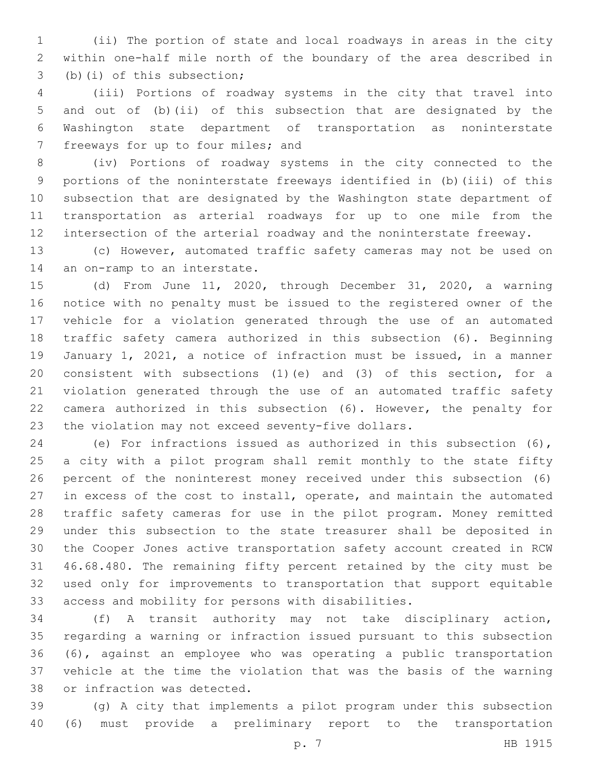(ii) The portion of state and local roadways in areas in the city within one-half mile north of the boundary of the area described in (b)(i) of this subsection;

(iii) Portions of roadway systems in the city that travel into and out of (b)(ii) of this subsection that are designated by the Washington state department of transportation as noninterstate freeways for up to four miles; and

(iv) Portions of roadway systems in the city connected to the portions of the noninterstate freeways identified in (b)(iii) of this subsection that are designated by the Washington state department of transportation as arterial roadways for up to one mile from the intersection of the arterial roadway and the noninterstate freeway.

(c) However, automated traffic safety cameras may not be used on an on-ramp to an interstate.

(d) From June 11, 2020, through December 31, 2020, a warning notice with no penalty must be issued to the registered owner of the vehicle for a violation generated through the use of an automated traffic safety camera authorized in this subsection (6). Beginning January 1, 2021, a notice of infraction must be issued, in a manner consistent with subsections (1)(e) and (3) of this section, for a violation generated through the use of an automated traffic safety camera authorized in this subsection (6). However, the penalty for the violation may not exceed seventy-five dollars.

(e) For infractions issued as authorized in this subsection (6), a city with a pilot program shall remit monthly to the state fifty percent of the noninterest money received under this subsection (6) in excess of the cost to install, operate, and maintain the automated traffic safety cameras for use in the pilot program. Money remitted under this subsection to the state treasurer shall be deposited in the Cooper Jones active transportation safety account created in RCW 46.68.480. The remaining fifty percent retained by the city must be used only for improvements to transportation that support equitable access and mobility for persons with disabilities.

(f) A transit authority may not take disciplinary action, regarding a warning or infraction issued pursuant to this subsection (6), against an employee who was operating a public transportation vehicle at the time the violation that was the basis of the warning or infraction was detected.

(g) A city that implements a pilot program under this subsection (6) must provide a preliminary report to the transportation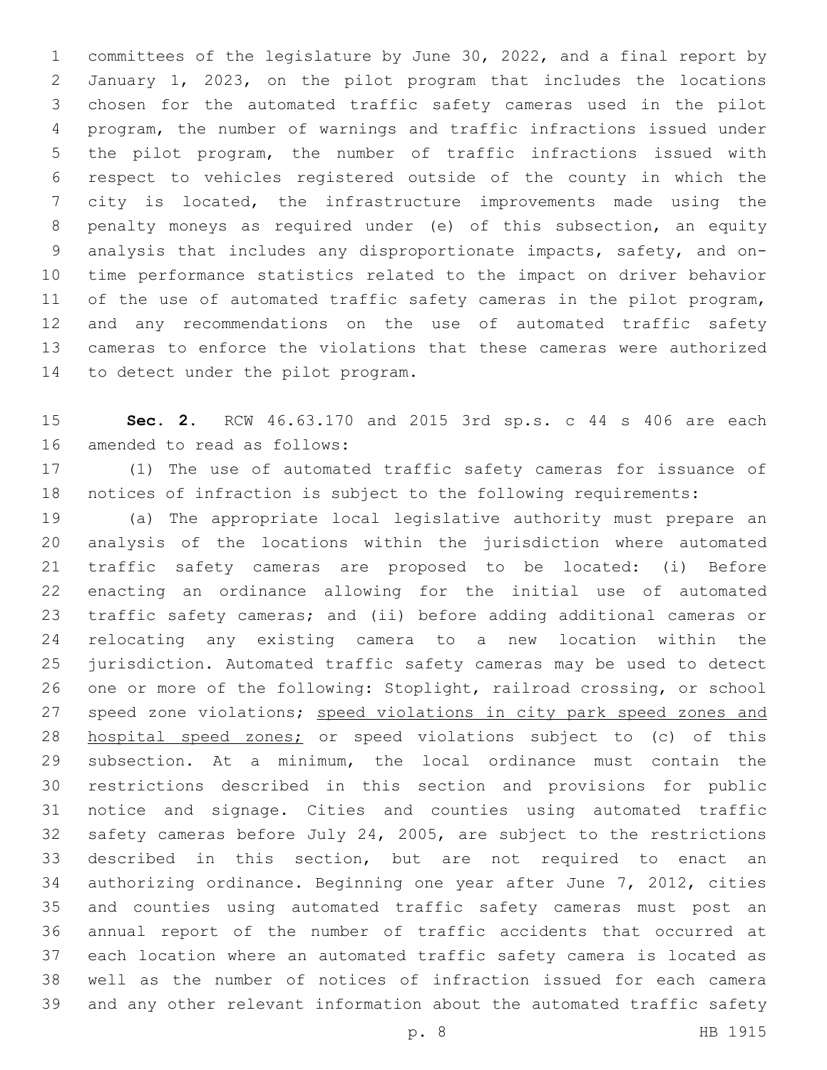committees of the legislature by June 30, 2022, and a final report by January 1, 2023, on the pilot program that includes the locations chosen for the automated traffic safety cameras used in the pilot program, the number of warnings and traffic infractions issued under the pilot program, the number of traffic infractions issued with respect to vehicles registered outside of the county in which the city is located, the infrastructure improvements made using the penalty moneys as required under (e) of this subsection, an equity analysis that includes any disproportionate impacts, safety, and on-time performance statistics related to the impact on driver behavior of the use of automated traffic safety cameras in the pilot program, and any recommendations on the use of automated traffic safety cameras to enforce the violations that these cameras were authorized to detect under the pilot program.

**Sec. 2.** RCW 46.63.170 and 2015 3rd sp.s. c 44 s 406 are each amended to read as follows:

(1) The use of automated traffic safety cameras for issuance of notices of infraction is subject to the following requirements:

(a) The appropriate local legislative authority must prepare an analysis of the locations within the jurisdiction where automated traffic safety cameras are proposed to be located: (i) Before enacting an ordinance allowing for the initial use of automated traffic safety cameras; and (ii) before adding additional cameras or relocating any existing camera to a new location within the jurisdiction. Automated traffic safety cameras may be used to detect one or more of the following: Stoplight, railroad crossing, or school speed zone violations; <u>speed violations in city park speed zones and hospital speed zones;</u> or speed violations subject to (c) of this subsection. At a minimum, the local ordinance must contain the restrictions described in this section and provisions for public notice and signage. Cities and counties using automated traffic safety cameras before July 24, 2005, are subject to the restrictions described in this section, but are not required to enact an authorizing ordinance. Beginning one year after June 7, 2012, cities and counties using automated traffic safety cameras must post an annual report of the number of traffic accidents that occurred at each location where an automated traffic safety camera is located as well as the number of notices of infraction issued for each camera and any other relevant information about the automated traffic safety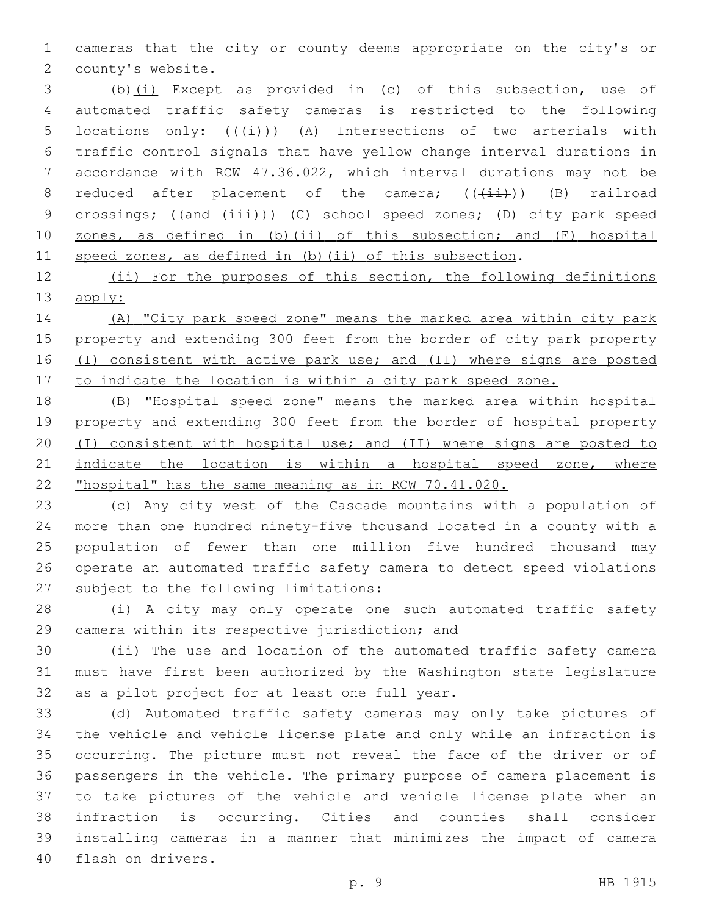cameras that the city or county deems appropriate on the city's or county's website.

(b)(i) Except as provided in (c) of this subsection, use of automated traffic safety cameras is restricted to the following locations only: (((i))) (A) Intersections of two arterials with traffic control signals that have yellow change interval durations in accordance with RCW 47.36.022, which interval durations may not be reduced after placement of the camera; (((ii))) (B) railroad crossings; ((and (iii))) (C) school speed zones; (D) city park speed zones, as defined in (b)(ii) of this subsection; and (E) hospital speed zones, as defined in (b)(ii) of this subsection.

(ii) For the purposes of this section, the following definitions apply:

(A) "City park speed zone" means the marked area within city park property and extending 300 feet from the border of city park property (I) consistent with active park use; and (II) where signs are posted to indicate the location is within a city park speed zone.

(B) "Hospital speed zone" means the marked area within hospital property and extending 300 feet from the border of hospital property (I) consistent with hospital use; and (II) where signs are posted to indicate the location is within a hospital speed zone, where "hospital" has the same meaning as in RCW 70.41.020.

(c) Any city west of the Cascade mountains with a population of more than one hundred ninety-five thousand located in a county with a population of fewer than one million five hundred thousand may operate an automated traffic safety camera to detect speed violations subject to the following limitations:

(i) A city may only operate one such automated traffic safety camera within its respective jurisdiction; and

(ii) The use and location of the automated traffic safety camera must have first been authorized by the Washington state legislature as a pilot project for at least one full year.

(d) Automated traffic safety cameras may only take pictures of the vehicle and vehicle license plate and only while an infraction is occurring. The picture must not reveal the face of the driver or of passengers in the vehicle. The primary purpose of camera placement is to take pictures of the vehicle and vehicle license plate when an infraction is occurring. Cities and counties shall consider installing cameras in a manner that minimizes the impact of camera flash on drivers.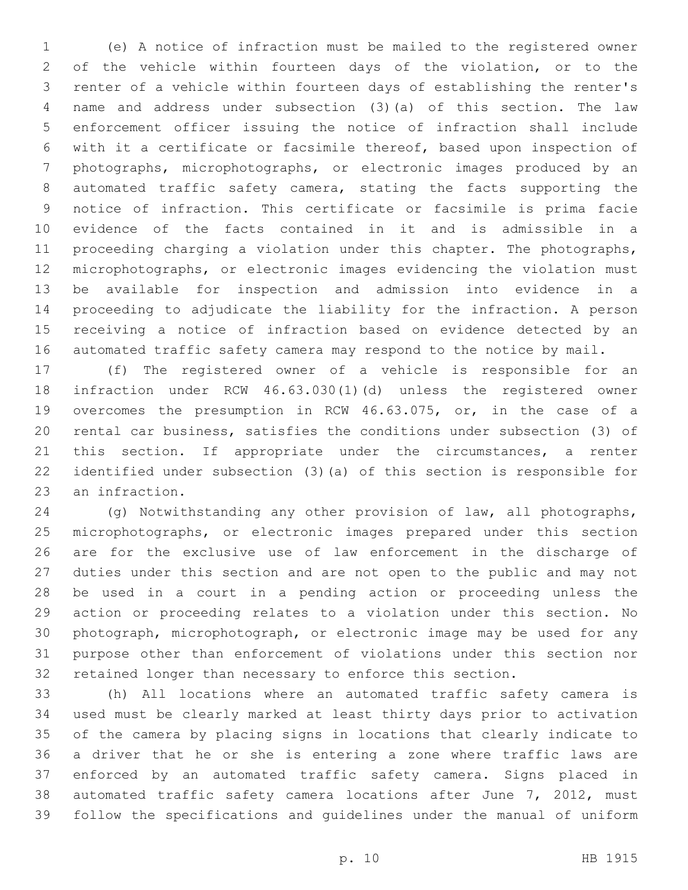(e) A notice of infraction must be mailed to the registered owner of the vehicle within fourteen days of the violation, or to the renter of a vehicle within fourteen days of establishing the renter's name and address under subsection (3)(a) of this section. The law enforcement officer issuing the notice of infraction shall include with it a certificate or facsimile thereof, based upon inspection of photographs, microphotographs, or electronic images produced by an automated traffic safety camera, stating the facts supporting the notice of infraction. This certificate or facsimile is prima facie evidence of the facts contained in it and is admissible in a proceeding charging a violation under this chapter. The photographs, microphotographs, or electronic images evidencing the violation must be available for inspection and admission into evidence in a proceeding to adjudicate the liability for the infraction. A person receiving a notice of infraction based on evidence detected by an automated traffic safety camera may respond to the notice by mail.

(f) The registered owner of a vehicle is responsible for an infraction under RCW 46.63.030(1)(d) unless the registered owner overcomes the presumption in RCW 46.63.075, or, in the case of a rental car business, satisfies the conditions under subsection (3) of this section. If appropriate under the circumstances, a renter identified under subsection (3)(a) of this section is responsible for an infraction.

(g) Notwithstanding any other provision of law, all photographs, microphotographs, or electronic images prepared under this section are for the exclusive use of law enforcement in the discharge of duties under this section and are not open to the public and may not be used in a court in a pending action or proceeding unless the action or proceeding relates to a violation under this section. No photograph, microphotograph, or electronic image may be used for any purpose other than enforcement of violations under this section nor retained longer than necessary to enforce this section.

(h) All locations where an automated traffic safety camera is used must be clearly marked at least thirty days prior to activation of the camera by placing signs in locations that clearly indicate to a driver that he or she is entering a zone where traffic laws are enforced by an automated traffic safety camera. Signs placed in automated traffic safety camera locations after June 7, 2012, must follow the specifications and guidelines under the manual of uniform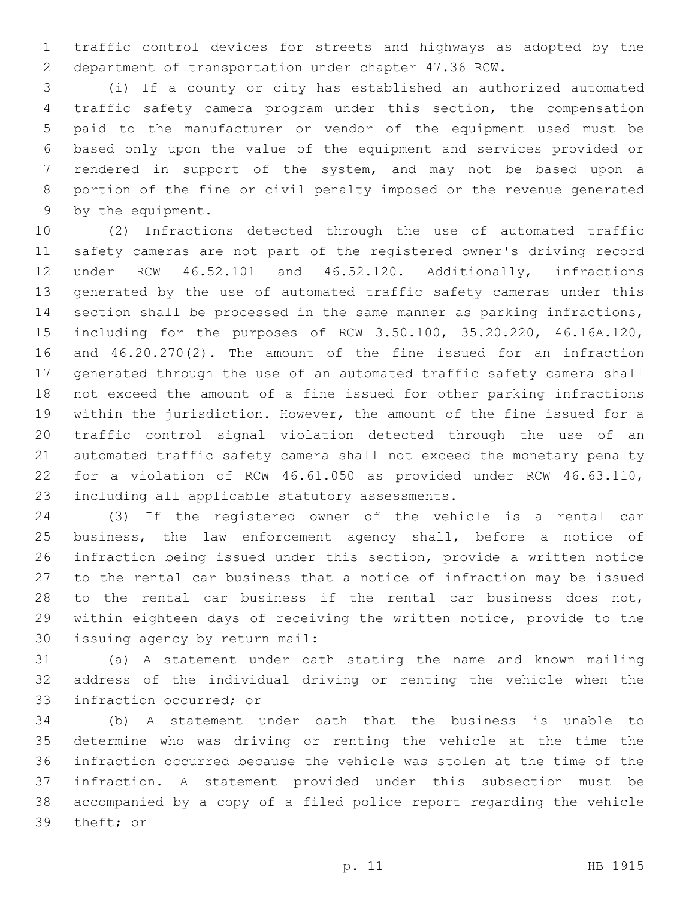traffic control devices for streets and highways as adopted by the department of transportation under chapter 47.36 RCW.

(i) If a county or city has established an authorized automated traffic safety camera program under this section, the compensation paid to the manufacturer or vendor of the equipment used must be based only upon the value of the equipment and services provided or rendered in support of the system, and may not be based upon a portion of the fine or civil penalty imposed or the revenue generated by the equipment.

(2) Infractions detected through the use of automated traffic safety cameras are not part of the registered owner's driving record under RCW 46.52.101 and 46.52.120. Additionally, infractions generated by the use of automated traffic safety cameras under this section shall be processed in the same manner as parking infractions, including for the purposes of RCW 3.50.100, 35.20.220, 46.16A.120, and 46.20.270(2). The amount of the fine issued for an infraction generated through the use of an automated traffic safety camera shall not exceed the amount of a fine issued for other parking infractions within the jurisdiction. However, the amount of the fine issued for a traffic control signal violation detected through the use of an automated traffic safety camera shall not exceed the monetary penalty for a violation of RCW 46.61.050 as provided under RCW 46.63.110, including all applicable statutory assessments.

(3) If the registered owner of the vehicle is a rental car business, the law enforcement agency shall, before a notice of infraction being issued under this section, provide a written notice to the rental car business that a notice of infraction may be issued to the rental car business if the rental car business does not, within eighteen days of receiving the written notice, provide to the issuing agency by return mail:

(a) A statement under oath stating the name and known mailing address of the individual driving or renting the vehicle when the infraction occurred; or

(b) A statement under oath that the business is unable to determine who was driving or renting the vehicle at the time the infraction occurred because the vehicle was stolen at the time of the infraction. A statement provided under this subsection must be accompanied by a copy of a filed police report regarding the vehicle theft; or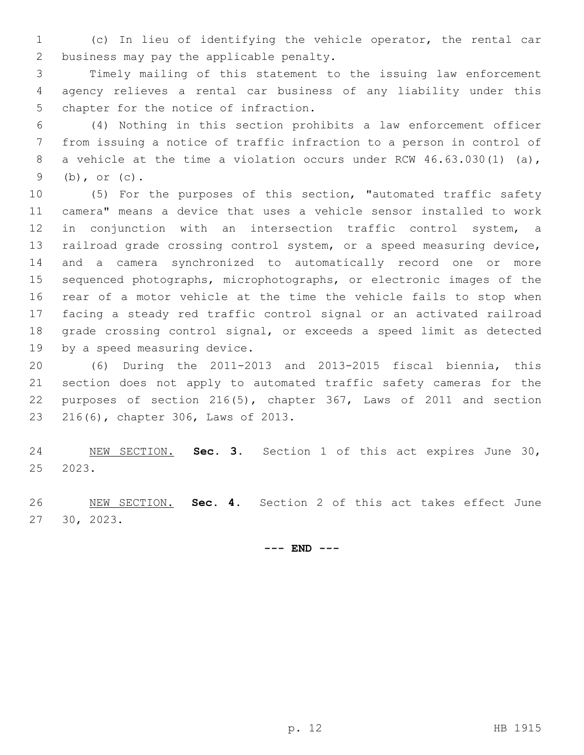(c) In lieu of identifying the vehicle operator, the rental car business may pay the applicable penalty.

Timely mailing of this statement to the issuing law enforcement agency relieves a rental car business of any liability under this chapter for the notice of infraction.

(4) Nothing in this section prohibits a law enforcement officer from issuing a notice of traffic infraction to a person in control of a vehicle at the time a violation occurs under RCW 46.63.030(1) (a), (b), or (c).

(5) For the purposes of this section, "automated traffic safety camera" means a device that uses a vehicle sensor installed to work in conjunction with an intersection traffic control system, a railroad grade crossing control system, or a speed measuring device, and a camera synchronized to automatically record one or more sequenced photographs, microphotographs, or electronic images of the rear of a motor vehicle at the time the vehicle fails to stop when facing a steady red traffic control signal or an activated railroad grade crossing control signal, or exceeds a speed limit as detected by a speed measuring device.

(6) During the 2011-2013 and 2013-2015 fiscal biennia, this section does not apply to automated traffic safety cameras for the purposes of section 216(5), chapter 367, Laws of 2011 and section 216(6), chapter 306, Laws of 2013.

NEW SECTION. **Sec. 3.** Section 1 of this act expires June 30, 2023.

NEW SECTION. **Sec. 4.** Section 2 of this act takes effect June 30, 2023.

**--- END ---**